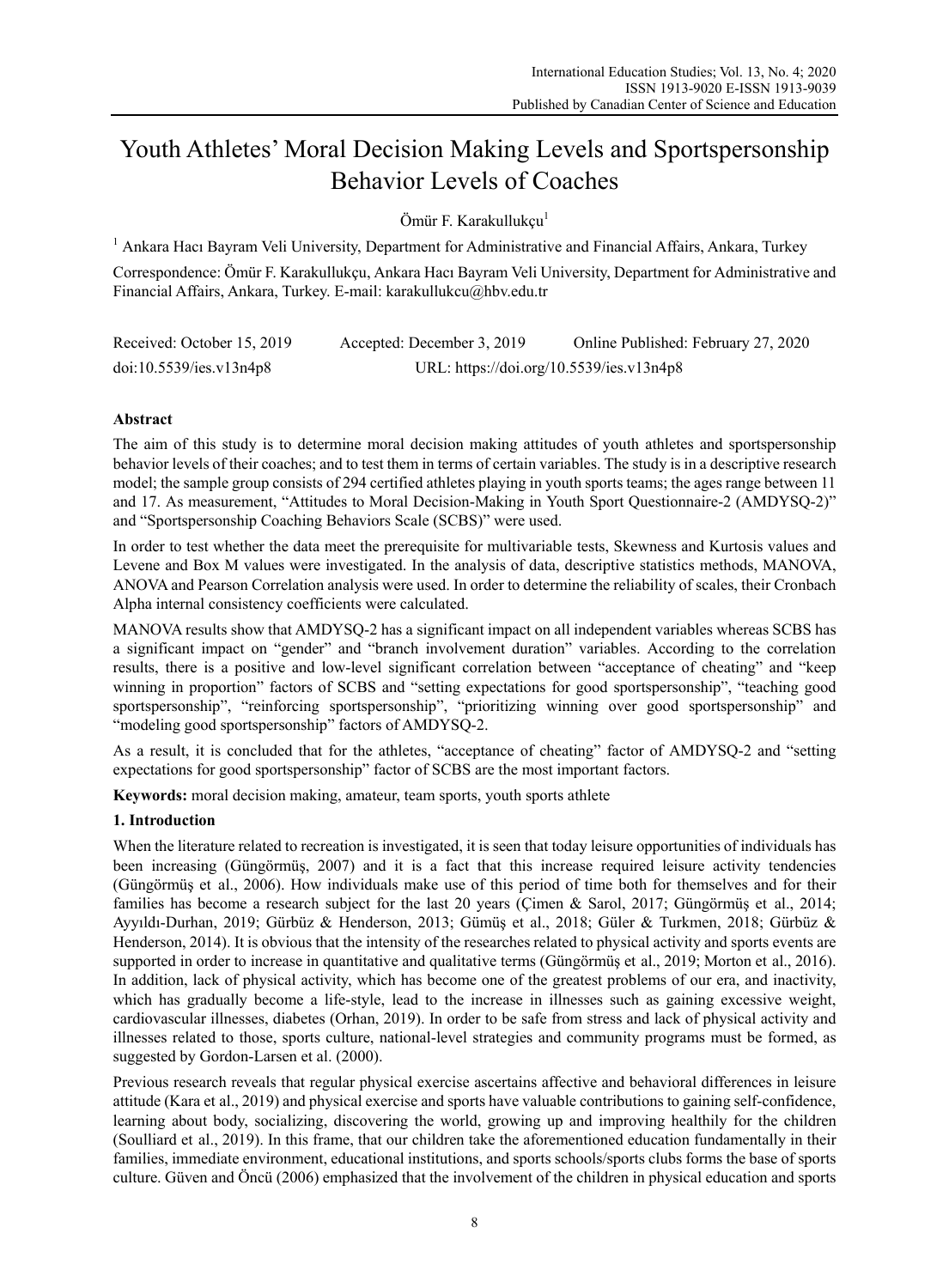# Youth Athletes' Moral Decision Making Levels and Sportspersonship Behavior Levels of Coaches

Ömür F. Karakullukçu[1]

[1] Ankara Hacı Bayram Veli University, Department for Administrative and Financial Affairs, Ankara, Turkey

Correspondence: Ömür F. Karakullukçu, Ankara Hacı Bayram Veli University, Department for Administrative and Financial Affairs, Ankara, Turkey. E-mail: karakullukcu@hbv.edu.tr

Received: October 15, 2019    Accepted: December 3, 2019    Online Published: February 27, 2020

doi:10.5539/ies.v13n4p8    URL: https://doi.org/10.5539/ies.v13n4p8

## Abstract

The aim of this study is to determine moral decision making attitudes of youth athletes and sportspersonship behavior levels of their coaches; and to test them in terms of certain variables. The study is in a descriptive research model; the sample group consists of 294 certified athletes playing in youth sports teams; the ages range between 11 and 17. As measurement, "Attitudes to Moral Decision-Making in Youth Sport Questionnaire-2 (AMDYSQ-2)" and "Sportspersonship Coaching Behaviors Scale (SCBS)" were used.

In order to test whether the data meet the prerequisite for multivariable tests, Skewness and Kurtosis values and Levene and Box M values were investigated. In the analysis of data, descriptive statistics methods, MANOVA, ANOVA and Pearson Correlation analysis were used. In order to determine the reliability of scales, their Cronbach Alpha internal consistency coefficients were calculated.

MANOVA results show that AMDYSQ-2 has a significant impact on all independent variables whereas SCBS has a significant impact on "gender" and "branch involvement duration" variables. According to the correlation results, there is a positive and low-level significant correlation between "acceptance of cheating" and "keep winning in proportion" factors of SCBS and "setting expectations for good sportspersonship", "teaching good sportspersonship", "reinforcing sportspersonship", "prioritizing winning over good sportspersonship" and "modeling good sportspersonship" factors of AMDYSQ-2.

As a result, it is concluded that for the athletes, "acceptance of cheating" factor of AMDYSQ-2 and "setting expectations for good sportspersonship" factor of SCBS are the most important factors.

**Keywords:** moral decision making, amateur, team sports, youth sports athlete

## 1. Introduction

When the literature related to recreation is investigated, it is seen that today leisure opportunities of individuals has been increasing (Güngörmüş, 2007) and it is a fact that this increase required leisure activity tendencies (Güngörmüş et al., 2006). How individuals make use of this period of time both for themselves and for their families has become a research subject for the last 20 years (Çimen & Sarol, 2017; Güngörmüş et al., 2014; Ayyıldı-Durhan, 2019; Gürbüz & Henderson, 2013; Gümüş et al., 2018; Güler & Turkmen, 2018; Gürbüz & Henderson, 2014). It is obvious that the intensity of the researches related to physical activity and sports events are supported in order to increase in quantitative and qualitative terms (Güngörmüş et al., 2019; Morton et al., 2016). In addition, lack of physical activity, which has become one of the greatest problems of our era, and inactivity, which has gradually become a life-style, lead to the increase in illnesses such as gaining excessive weight, cardiovascular illnesses, diabetes (Orhan, 2019). In order to be safe from stress and lack of physical activity and illnesses related to those, sports culture, national-level strategies and community programs must be formed, as suggested by Gordon-Larsen et al. (2000).

Previous research reveals that regular physical exercise ascertains affective and behavioral differences in leisure attitude (Kara et al., 2019) and physical exercise and sports have valuable contributions to gaining self-confidence, learning about body, socializing, discovering the world, growing up and improving healthily for the children (Soulliard et al., 2019). In this frame, that our children take the aforementioned education fundamentally in their families, immediate environment, educational institutions, and sports schools/sports clubs forms the base of sports culture. Güven and Öncü (2006) emphasized that the involvement of the children in physical education and sports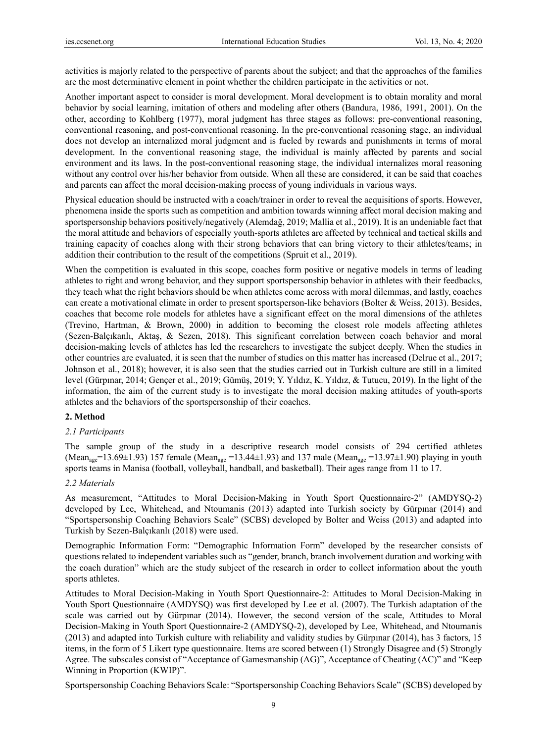activities is majorly related to the perspective of parents about the subject; and that the approaches of the families are the most determinative element in point whether the children participate in the activities or not.

Another important aspect to consider is moral development. Moral development is to obtain morality and moral behavior by social learning, imitation of others and modeling after others (Bandura, 1986, 1991, 2001). On the other, according to Kohlberg (1977), moral judgment has three stages as follows: pre-conventional reasoning, conventional reasoning, and post-conventional reasoning. In the pre-conventional reasoning stage, an individual does not develop an internalized moral judgment and is fueled by rewards and punishments in terms of moral development. In the conventional reasoning stage, the individual is mainly affected by parents and social environment and its laws. In the post-conventional reasoning stage, the individual internalizes moral reasoning without any control over his/her behavior from outside. When all these are considered, it can be said that coaches and parents can affect the moral decision-making process of young individuals in various ways.

Physical education should be instructed with a coach/trainer in order to reveal the acquisitions of sports. However, phenomena inside the sports such as competition and ambition towards winning affect moral decision making and sportspersonship behaviors positively/negatively (Alemdağ, 2019; Mallia et al., 2019). It is an undeniable fact that the moral attitude and behaviors of especially youth-sports athletes are affected by technical and tactical skills and training capacity of coaches along with their strong behaviors that can bring victory to their athletes/teams; in addition their contribution to the result of the competitions (Spruit et al., 2019).

When the competition is evaluated in this scope, coaches form positive or negative models in terms of leading athletes to right and wrong behavior, and they support sportspersonship behavior in athletes with their feedbacks, they teach what the right behaviors should be when athletes come across with moral dilemmas, and lastly, coaches can create a motivational climate in order to present sportsperson-like behaviors (Bolter & Weiss, 2013). Besides, coaches that become role models for athletes have a significant effect on the moral dimensions of the athletes (Trevino, Hartman, & Brown, 2000) in addition to becoming the closest role models affecting athletes (Sezen-Balçıkanlı, Aktaş, & Sezen, 2018). This significant correlation between coach behavior and moral decision-making levels of athletes has led the researchers to investigate the subject deeply. When the studies in other countries are evaluated, it is seen that the number of studies on this matter has increased (Delrue et al., 2017; Johnson et al., 2018); however, it is also seen that the studies carried out in Turkish culture are still in a limited level (Gürpınar, 2014; Gençer et al., 2019; Gümüş, 2019; Y. Yıldız, K. Yıldız, & Tutucu, 2019). In the light of the information, the aim of the current study is to investigate the moral decision making attitudes of youth-sports athletes and the behaviors of the sportspersonship of their coaches.

## 2. Method

### 2.1 Participants

The sample group of the study in a descriptive research model consists of 294 certified athletes ($Mean_{age}$=13.69±1.93) 157 female ($Mean_{age}$ =13.44±1.93) and 137 male ($Mean_{age}$ =13.97±1.90) playing in youth sports teams in Manisa (football, volleyball, handball, and basketball). Their ages range from 11 to 17.

### 2.2 Materials

As measurement, "Attitudes to Moral Decision-Making in Youth Sport Questionnaire-2" (AMDYSQ-2) developed by Lee, Whitehead, and Ntoumanis (2013) adapted into Turkish society by Gürpınar (2014) and "Sportspersonship Coaching Behaviors Scale" (SCBS) developed by Bolter and Weiss (2013) and adapted into Turkish by Sezen-Balçıkanlı (2018) were used.

Demographic Information Form: "Demographic Information Form" developed by the researcher consists of questions related to independent variables such as "gender, branch, branch involvement duration and working with the coach duration" which are the study subject of the research in order to collect information about the youth sports athletes.

Attitudes to Moral Decision-Making in Youth Sport Questionnaire-2: Attitudes to Moral Decision-Making in Youth Sport Questionnaire (AMDYSQ) was first developed by Lee et al. (2007). The Turkish adaptation of the scale was carried out by Gürpınar (2014). However, the second version of the scale, Attitudes to Moral Decision-Making in Youth Sport Questionnaire-2 (AMDYSQ-2), developed by Lee, Whitehead, and Ntoumanis (2013) and adapted into Turkish culture with reliability and validity studies by Gürpınar (2014), has 3 factors, 15 items, in the form of 5 Likert type questionnaire. Items are scored between (1) Strongly Disagree and (5) Strongly Agree. The subscales consist of "Acceptance of Gamesmanship (AG)", Acceptance of Cheating (AC)" and "Keep Winning in Proportion (KWIP)".

Sportspersonship Coaching Behaviors Scale: "Sportspersonship Coaching Behaviors Scale" (SCBS) developed by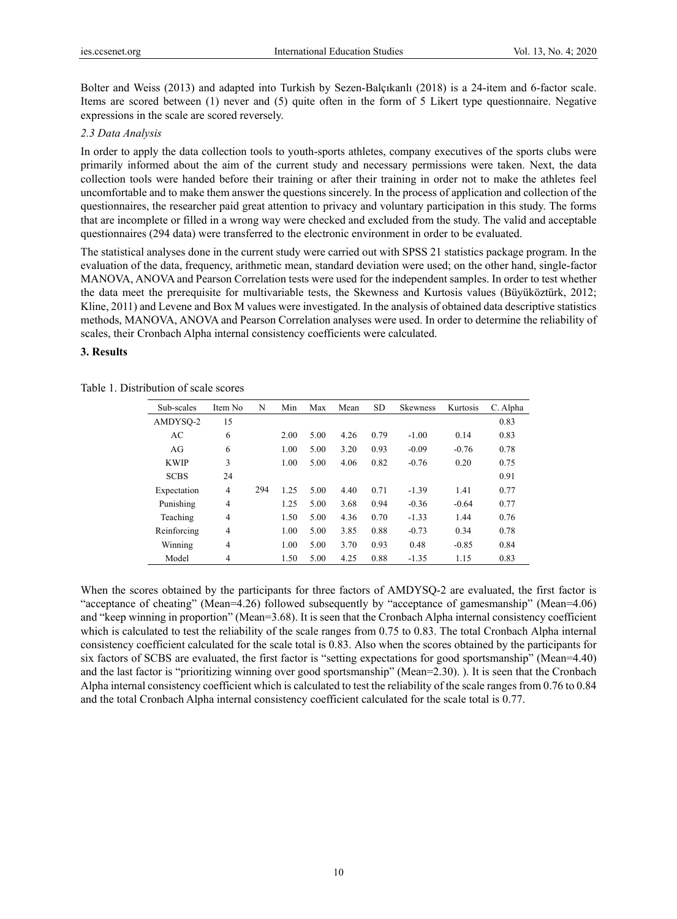Bolter and Weiss (2013) and adapted into Turkish by Sezen-Balçıkanlı (2018) is a 24-item and 6-factor scale. Items are scored between (1) never and (5) quite often in the form of 5 Likert type questionnaire. Negative expressions in the scale are scored reversely.

### *2.3 Data Analysis*

In order to apply the data collection tools to youth-sports athletes, company executives of the sports clubs were primarily informed about the aim of the current study and necessary permissions were taken. Next, the data collection tools were handed before their training or after their training in order not to make the athletes feel uncomfortable and to make them answer the questions sincerely. In the process of application and collection of the questionnaires, the researcher paid great attention to privacy and voluntary participation in this study. The forms that are incomplete or filled in a wrong way were checked and excluded from the study. The valid and acceptable questionnaires (294 data) were transferred to the electronic environment in order to be evaluated.

The statistical analyses done in the current study were carried out with SPSS 21 statistics package program. In the evaluation of the data, frequency, arithmetic mean, standard deviation were used; on the other hand, single-factor MANOVA, ANOVA and Pearson Correlation tests were used for the independent samples. In order to test whether the data meet the prerequisite for multivariable tests, the Skewness and Kurtosis values (Büyüköztürk, 2012; Kline, 2011) and Levene and Box M values were investigated. In the analysis of obtained data descriptive statistics methods, MANOVA, ANOVA and Pearson Correlation analyses were used. In order to determine the reliability of scales, their Cronbach Alpha internal consistency coefficients were calculated.

## 3. Results

Table 1. Distribution of scale scores

| Sub-scales | Item No | N | Min | Max | Mean | SD | Skewness | Kurtosis | C. Alpha |
|---|---|---|---|---|---|---|---|---|---|
| AMDYSQ-2 | 15 | | | | | | | | 0.83 |
| AC | 6 | | 2.00 | 5.00 | 4.26 | 0.79 | -1.00 | 0.14 | 0.83 |
| AG | 6 | | 1.00 | 5.00 | 3.20 | 0.93 | -0.09 | -0.76 | 0.78 |
| KWIP | 3 | | 1.00 | 5.00 | 4.06 | 0.82 | -0.76 | 0.20 | 0.75 |
| SCBS | 24 | | | | | | | | 0.91 |
| Expectation | 4 | 294 | 1.25 | 5.00 | 4.40 | 0.71 | -1.39 | 1.41 | 0.77 |
| Punishing | 4 | | 1.25 | 5.00 | 3.68 | 0.94 | -0.36 | -0.64 | 0.77 |
| Teaching | 4 | | 1.50 | 5.00 | 4.36 | 0.70 | -1.33 | 1.44 | 0.76 |
| Reinforcing | 4 | | 1.00 | 5.00 | 3.85 | 0.88 | -0.73 | 0.34 | 0.78 |
| Winning | 4 | | 1.00 | 5.00 | 3.70 | 0.93 | 0.48 | -0.85 | 0.84 |
| Model | 4 | | 1.50 | 5.00 | 4.25 | 0.88 | -1.35 | 1.15 | 0.83 |

When the scores obtained by the participants for three factors of AMDYSQ-2 are evaluated, the first factor is "acceptance of cheating" (Mean=4.26) followed subsequently by "acceptance of gamesmanship" (Mean=4.06) and "keep winning in proportion" (Mean=3.68). It is seen that the Cronbach Alpha internal consistency coefficient which is calculated to test the reliability of the scale ranges from 0.75 to 0.83. The total Cronbach Alpha internal consistency coefficient calculated for the scale total is 0.83. Also when the scores obtained by the participants for six factors of SCBS are evaluated, the first factor is "setting expectations for good sportsmanship" (Mean=4.40) and the last factor is "prioritizing winning over good sportsmanship" (Mean=2.30). ). It is seen that the Cronbach Alpha internal consistency coefficient which is calculated to test the reliability of the scale ranges from 0.76 to 0.84 and the total Cronbach Alpha internal consistency coefficient calculated for the scale total is 0.77.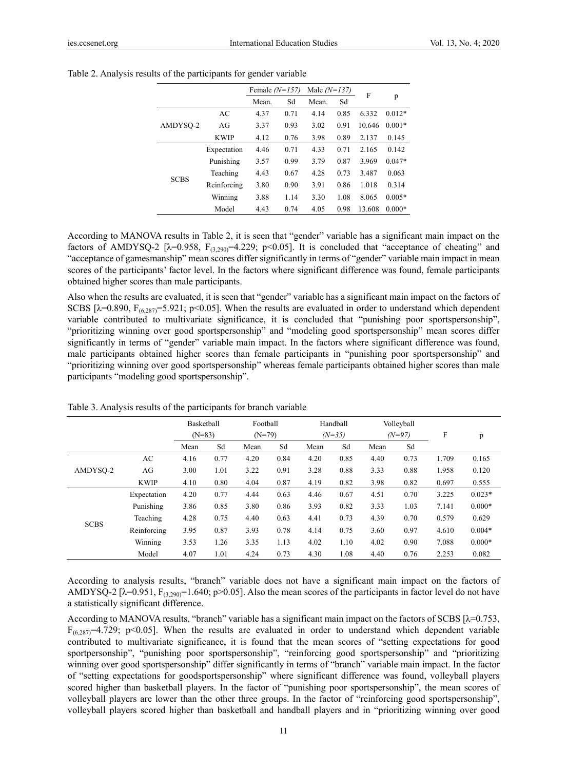Table 2. Analysis results of the participants for gender variable

| | | Female *(N=157)* | | Male *(N=137)* | | F | p |
|---|---|---|---|---|---|---|---|
| | | Mean. | Sd | Mean. | Sd | | |
| AMDYSQ-2 | AC | 4.37 | 0.71 | 4.14 | 0.85 | 6.332 | 0.012* |
| | AG | 3.37 | 0.93 | 3.02 | 0.91 | 10.646 | 0.001* |
| | KWIP | 4.12 | 0.76 | 3.98 | 0.89 | 2.137 | 0.145 |
| SCBS | Expectation | 4.46 | 0.71 | 4.33 | 0.71 | 2.165 | 0.142 |
| | Punishing | 3.57 | 0.99 | 3.79 | 0.87 | 3.969 | 0.047* |
| | Teaching | 4.43 | 0.67 | 4.28 | 0.73 | 3.487 | 0.063 |
| | Reinforcing | 3.80 | 0.90 | 3.91 | 0.86 | 1.018 | 0.314 |
| | Winning | 3.88 | 1.14 | 3.30 | 1.08 | 8.065 | 0.005* |
| | Model | 4.43 | 0.74 | 4.05 | 0.98 | 13.608 | 0.000* |

According to MANOVA results in Table 2, it is seen that "gender" variable has a significant main impact on the factors of AMDYSQ-2 [λ=0.958, $F_{(3,290)}$=4.229; p<0.05]. It is concluded that "acceptance of cheating" and "acceptance of gamesmanship" mean scores differ significantly in terms of "gender" variable main impact in mean scores of the participants' factor level. In the factors where significant difference was found, female participants obtained higher scores than male participants.

Also when the results are evaluated, it is seen that "gender" variable has a significant main impact on the factors of SCBS [λ=0.890, $F_{(6,287)}$=5.921; p<0.05]. When the results are evaluated in order to understand which dependent variable contributed to multivariate significance, it is concluded that "punishing poor sportspersonship", "prioritizing winning over good sportspersonship" and "modeling good sportspersonship" mean scores differ significantly in terms of "gender" variable main impact. In the factors where significant difference was found, male participants obtained higher scores than female participants in "punishing poor sportspersonship" and "prioritizing winning over good sportspersonship" whereas female participants obtained higher scores than male participants "modeling good sportspersonship".

Table 3. Analysis results of the participants for branch variable

| | | Basketball (N=83) | | Football (N=79) | | Handball *(N=35)* | | Volleyball *(N=97)* | | F | p |
|---|---|---|---|---|---|---|---|---|---|---|---|
| | | Mean | Sd | Mean | Sd | Mean | Sd | Mean | Sd | | |
| AMDYSQ-2 | AC | 4.16 | 0.77 | 4.20 | 0.84 | 4.20 | 0.85 | 4.40 | 0.73 | 1.709 | 0.165 |
| | AG | 3.00 | 1.01 | 3.22 | 0.91 | 3.28 | 0.88 | 3.33 | 0.88 | 1.958 | 0.120 |
| | KWIP | 4.10 | 0.80 | 4.04 | 0.87 | 4.19 | 0.82 | 3.98 | 0.82 | 0.697 | 0.555 |
| SCBS | Expectation | 4.20 | 0.77 | 4.44 | 0.63 | 4.46 | 0.67 | 4.51 | 0.70 | 3.225 | 0.023* |
| | Punishing | 3.86 | 0.85 | 3.80 | 0.86 | 3.93 | 0.82 | 3.33 | 1.03 | 7.141 | 0.000* |
| | Teaching | 4.28 | 0.75 | 4.40 | 0.63 | 4.41 | 0.73 | 4.39 | 0.70 | 0.579 | 0.629 |
| | Reinforcing | 3.95 | 0.87 | 3.93 | 0.78 | 4.14 | 0.75 | 3.60 | 0.97 | 4.610 | 0.004* |
| | Winning | 3.53 | 1.26 | 3.35 | 1.13 | 4.02 | 1.10 | 4.02 | 0.90 | 7.088 | 0.000* |
| | Model | 4.07 | 1.01 | 4.24 | 0.73 | 4.30 | 1.08 | 4.40 | 0.76 | 2.253 | 0.082 |

According to analysis results, "branch" variable does not have a significant main impact on the factors of AMDYSQ-2 [λ=0.951, $F_{(3,290)}$=1.640; p>0.05]. Also the mean scores of the participants in factor level do not have a statistically significant difference.

According to MANOVA results, "branch" variable has a significant main impact on the factors of SCBS [λ=0.753, $F_{(6,287)}$=4.729; p<0.05]. When the results are evaluated in order to understand which dependent variable contributed to multivariate significance, it is found that the mean scores of "setting expectations for good sportpersonship", "punishing poor sportspersonship", "reinforcing good sportspersonship" and "prioritizing winning over good sportspersonship" differ significantly in terms of "branch" variable main impact. In the factor of "setting expectations for goodsportspersonship" where significant difference was found, volleyball players scored higher than basketball players. In the factor of "punishing poor sportspersonship", the mean scores of volleyball players are lower than the other three groups. In the factor of "reinforcing good sportspersonship", volleyball players scored higher than basketball and handball players and in "prioritizing winning over good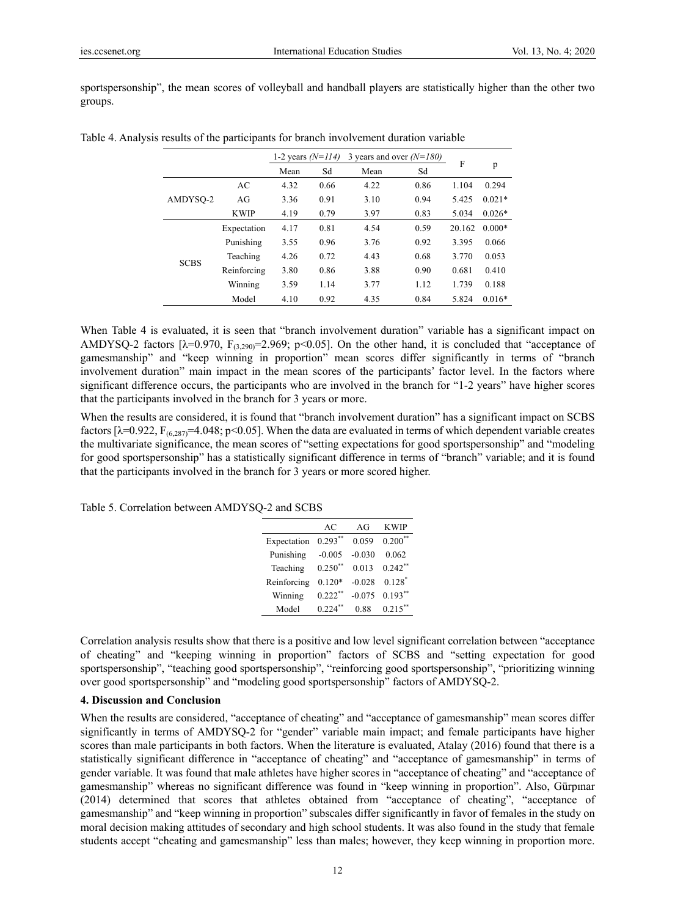sportspersonship", the mean scores of volleyball and handball players are statistically higher than the other two groups.

Table 4. Analysis results of the participants for branch involvement duration variable

| | | 1-2 years *(N=114)* | | 3 years and over *(N=180)* | | F | p |
|---|---|---|---|---|---|---|---|
| | | Mean | Sd | Mean | Sd | | |
| AMDYSQ-2 | AC | 4.32 | 0.66 | 4.22 | 0.86 | 1.104 | 0.294 |
| | AG | 3.36 | 0.91 | 3.10 | 0.94 | 5.425 | 0.021* |
| | KWIP | 4.19 | 0.79 | 3.97 | 0.83 | 5.034 | 0.026* |
| SCBS | Expectation | 4.17 | 0.81 | 4.54 | 0.59 | 20.162 | 0.000* |
| | Punishing | 3.55 | 0.96 | 3.76 | 0.92 | 3.395 | 0.066 |
| | Teaching | 4.26 | 0.72 | 4.43 | 0.68 | 3.770 | 0.053 |
| | Reinforcing | 3.80 | 0.86 | 3.88 | 0.90 | 0.681 | 0.410 |
| | Winning | 3.59 | 1.14 | 3.77 | 1.12 | 1.739 | 0.188 |
| | Model | 4.10 | 0.92 | 4.35 | 0.84 | 5.824 | 0.016* |

When Table 4 is evaluated, it is seen that "branch involvement duration" variable has a significant impact on AMDYSQ-2 factors [$\lambda$=0.970, $F_{(3,290)}$=2.969; p<0.05]. On the other hand, it is concluded that "acceptance of gamesmanship" and "keep winning in proportion" mean scores differ significantly in terms of "branch involvement duration" main impact in the mean scores of the participants' factor level. In the factors where significant difference occurs, the participants who are involved in the branch for "1-2 years" have higher scores that the participants involved in the branch for 3 years or more.

When the results are considered, it is found that "branch involvement duration" has a significant impact on SCBS factors [$\lambda$=0.922, $F_{(6,287)}$=4.048; p<0.05]. When the data are evaluated in terms of which dependent variable creates the multivariate significance, the mean scores of "setting expectations for good sportspersonship" and "modeling for good sportspersonship" has a statistically significant difference in terms of "branch" variable; and it is found that the participants involved in the branch for 3 years or more scored higher.

Table 5. Correlation between AMDYSQ-2 and SCBS

| | AC | AG | KWIP |
|---|---|---|---|
| Expectation | 0.293** | 0.059 | 0.200** |
| Punishing | -0.005 | -0.030 | 0.062 |
| Teaching | 0.250** | 0.013 | 0.242** |
| Reinforcing | 0.120* | -0.028 | 0.128* |
| Winning | 0.222** | -0.075 | 0.193** |
| Model | 0.224** | 0.88 | 0.215** |

Correlation analysis results show that there is a positive and low level significant correlation between "acceptance of cheating" and "keeping winning in proportion" factors of SCBS and "setting expectation for good sportspersonship", "teaching good sportspersonship", "reinforcing good sportspersonship", "prioritizing winning over good sportspersonship" and "modeling good sportspersonship" factors of AMDYSQ-2.

## 4. Discussion and Conclusion

When the results are considered, "acceptance of cheating" and "acceptance of gamesmanship" mean scores differ significantly in terms of AMDYSQ-2 for "gender" variable main impact; and female participants have higher scores than male participants in both factors. When the literature is evaluated, Atalay (2016) found that there is a statistically significant difference in "acceptance of cheating" and "acceptance of gamesmanship" in terms of gender variable. It was found that male athletes have higher scores in "acceptance of cheating" and "acceptance of gamesmanship" whereas no significant difference was found in "keep winning in proportion". Also, Gürpınar (2014) determined that scores that athletes obtained from "acceptance of cheating", "acceptance of gamesmanship" and "keep winning in proportion" subscales differ significantly in favor of females in the study on moral decision making attitudes of secondary and high school students. It was also found in the study that female students accept "cheating and gamesmanship" less than males; however, they keep winning in proportion more.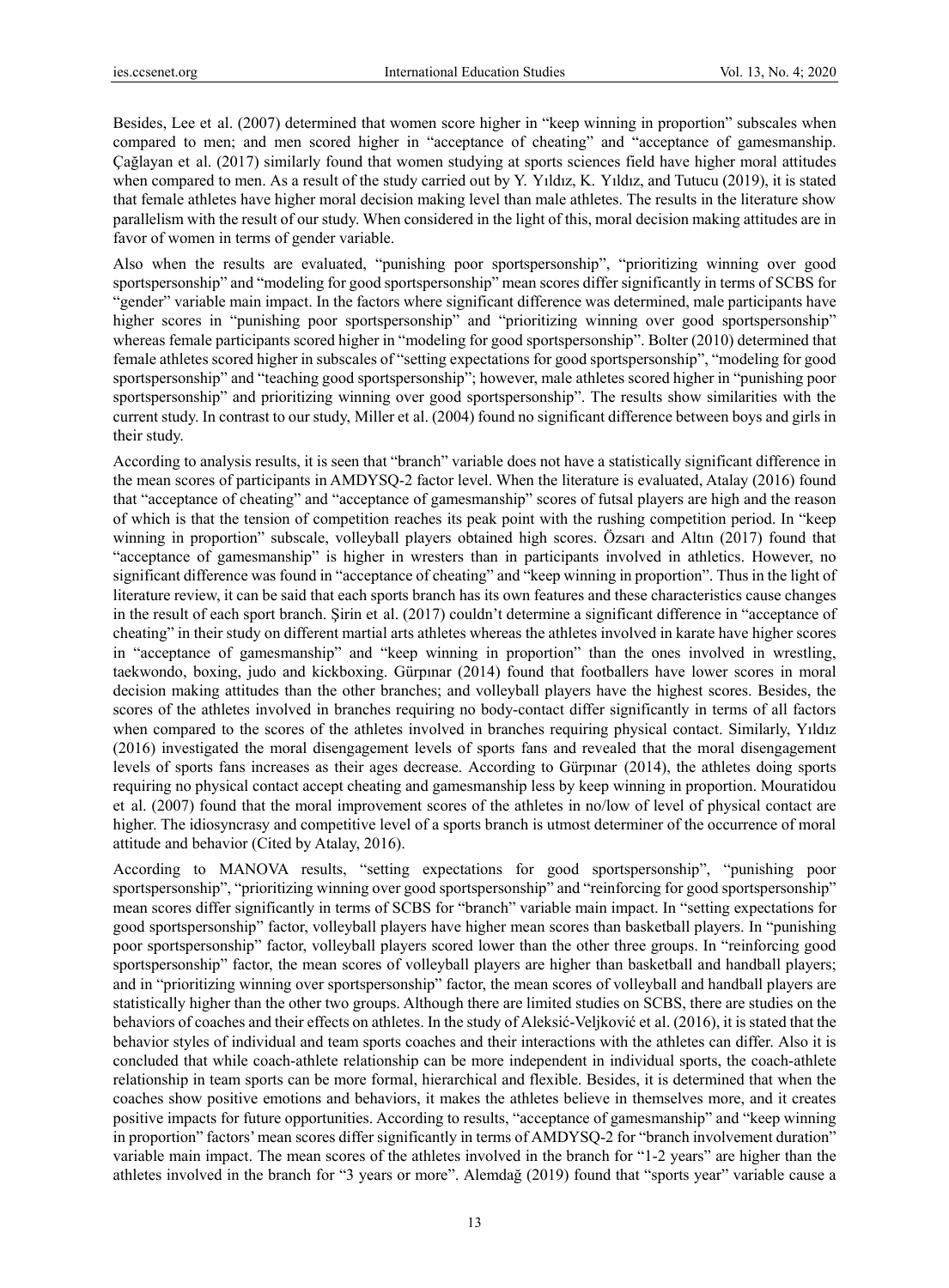Besides, Lee et al. (2007) determined that women score higher in "keep winning in proportion" subscales when compared to men; and men scored higher in "acceptance of cheating" and "acceptance of gamesmanship. Çağlayan et al. (2017) similarly found that women studying at sports sciences field have higher moral attitudes when compared to men. As a result of the study carried out by Y. Yıldız, K. Yıldız, and Tutucu (2019), it is stated that female athletes have higher moral decision making level than male athletes. The results in the literature show parallelism with the result of our study. When considered in the light of this, moral decision making attitudes are in favor of women in terms of gender variable.

Also when the results are evaluated, "punishing poor sportspersonship", "prioritizing winning over good sportspersonship" and "modeling for good sportspersonship" mean scores differ significantly in terms of SCBS for "gender" variable main impact. In the factors where significant difference was determined, male participants have higher scores in "punishing poor sportspersonship" and "prioritizing winning over good sportspersonship" whereas female participants scored higher in "modeling for good sportspersonship". Bolter (2010) determined that female athletes scored higher in subscales of "setting expectations for good sportspersonship", "modeling for good sportspersonship" and "teaching good sportspersonship"; however, male athletes scored higher in "punishing poor sportspersonship" and prioritizing winning over good sportspersonship". The results show similarities with the current study. In contrast to our study, Miller et al. (2004) found no significant difference between boys and girls in their study.

According to analysis results, it is seen that "branch" variable does not have a statistically significant difference in the mean scores of participants in AMDYSQ-2 factor level. When the literature is evaluated, Atalay (2016) found that "acceptance of cheating" and "acceptance of gamesmanship" scores of futsal players are high and the reason of which is that the tension of competition reaches its peak point with the rushing competition period. In "keep winning in proportion" subscale, volleyball players obtained high scores. Özsarı and Altın (2017) found that "acceptance of gamesmanship" is higher in wresters than in participants involved in athletics. However, no significant difference was found in "acceptance of cheating" and "keep winning in proportion". Thus in the light of literature review, it can be said that each sports branch has its own features and these characteristics cause changes in the result of each sport branch. Şirin et al. (2017) couldn't determine a significant difference in "acceptance of cheating" in their study on different martial arts athletes whereas the athletes involved in karate have higher scores in "acceptance of gamesmanship" and "keep winning in proportion" than the ones involved in wrestling, taekwondo, boxing, judo and kickboxing. Gürpınar (2014) found that footballers have lower scores in moral decision making attitudes than the other branches; and volleyball players have the highest scores. Besides, the scores of the athletes involved in branches requiring no body-contact differ significantly in terms of all factors when compared to the scores of the athletes involved in branches requiring physical contact. Similarly, Yıldız (2016) investigated the moral disengagement levels of sports fans and revealed that the moral disengagement levels of sports fans increases as their ages decrease. According to Gürpınar (2014), the athletes doing sports requiring no physical contact accept cheating and gamesmanship less by keep winning in proportion. Mouratidou et al. (2007) found that the moral improvement scores of the athletes in no/low of level of physical contact are higher. The idiosyncrasy and competitive level of a sports branch is utmost determiner of the occurrence of moral attitude and behavior (Cited by Atalay, 2016).

According to MANOVA results, "setting expectations for good sportspersonship", "punishing poor sportspersonship", "prioritizing winning over good sportspersonship" and "reinforcing for good sportspersonship" mean scores differ significantly in terms of SCBS for "branch" variable main impact. In "setting expectations for good sportspersonship" factor, volleyball players have higher mean scores than basketball players. In "punishing poor sportspersonship" factor, volleyball players scored lower than the other three groups. In "reinforcing good sportspersonship" factor, the mean scores of volleyball players are higher than basketball and handball players; and in "prioritizing winning over sportspersonship" factor, the mean scores of volleyball and handball players are statistically higher than the other two groups. Although there are limited studies on SCBS, there are studies on the behaviors of coaches and their effects on athletes. In the study of Aleksić-Veljković et al. (2016), it is stated that the behavior styles of individual and team sports coaches and their interactions with the athletes can differ. Also it is concluded that while coach-athlete relationship can be more independent in individual sports, the coach-athlete relationship in team sports can be more formal, hierarchical and flexible. Besides, it is determined that when the coaches show positive emotions and behaviors, it makes the athletes believe in themselves more, and it creates positive impacts for future opportunities. According to results, "acceptance of gamesmanship" and "keep winning in proportion" factors' mean scores differ significantly in terms of AMDYSQ-2 for "branch involvement duration" variable main impact. The mean scores of the athletes involved in the branch for "1-2 years" are higher than the athletes involved in the branch for "3 years or more". Alemdağ (2019) found that "sports year" variable cause a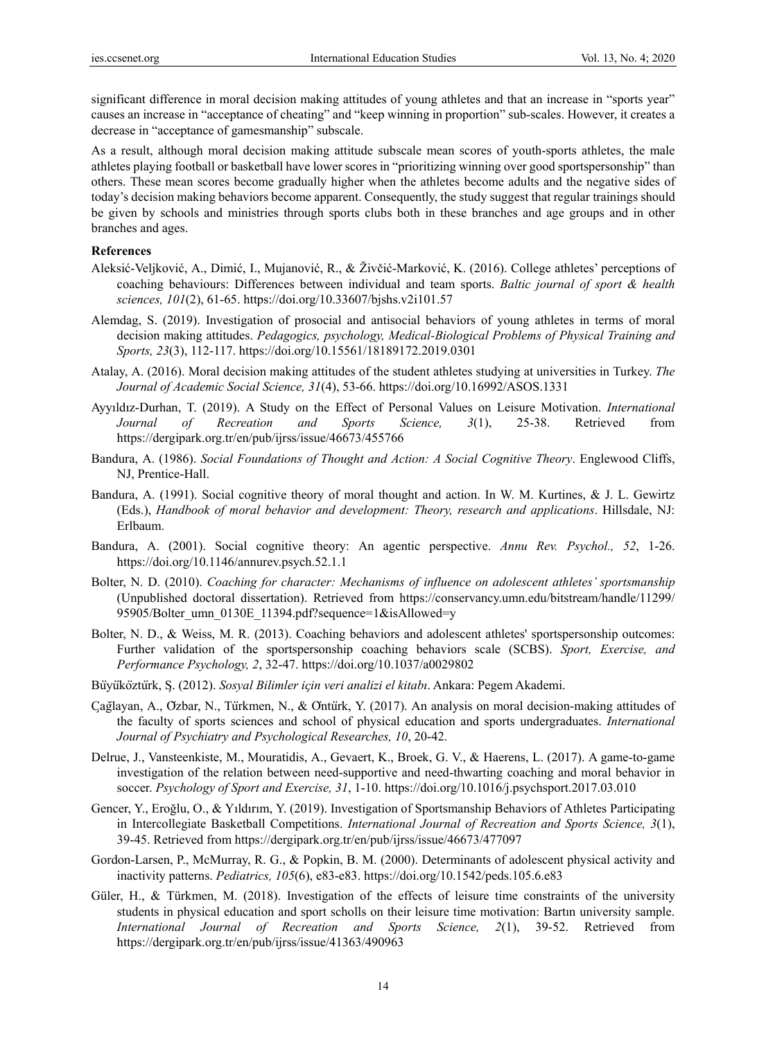significant difference in moral decision making attitudes of young athletes and that an increase in "sports year" causes an increase in "acceptance of cheating" and "keep winning in proportion" sub-scales. However, it creates a decrease in "acceptance of gamesmanship" subscale.

As a result, although moral decision making attitude subscale mean scores of youth-sports athletes, the male athletes playing football or basketball have lower scores in "prioritizing winning over good sportspersonship" than others. These mean scores become gradually higher when the athletes become adults and the negative sides of today's decision making behaviors become apparent. Consequently, the study suggest that regular trainings should be given by schools and ministries through sports clubs both in these branches and age groups and in other branches and ages.

**References**

Aleksić-Veljković, A., Dimić, I., Mujanović, R., & Živčić-Marković, K. (2016). College athletes' perceptions of coaching behaviours: Differences between individual and team sports. *Baltic journal of sport & health sciences, 101*(2), 61-65. https://doi.org/10.33607/bjshs.v2i101.57

Alemdag, S. (2019). Investigation of prosocial and antisocial behaviors of young athletes in terms of moral decision making attitudes. *Pedagogics, psychology, Medical-Biological Problems of Physical Training and Sports, 23*(3), 112-117. https://doi.org/10.15561/18189172.2019.0301

Atalay, A. (2016). Moral decision making attitudes of the student athletes studying at universities in Turkey. *The Journal of Academic Social Science, 31*(4), 53-66. https://doi.org/10.16992/ASOS.1331

Ayyıldız-Durhan, T. (2019). A Study on the Effect of Personal Values on Leisure Motivation. *International Journal of Recreation and Sports Science, 3*(1), 25-38. Retrieved from https://dergipark.org.tr/en/pub/ijrss/issue/46673/455766

Bandura, A. (1986). *Social Foundations of Thought and Action: A Social Cognitive Theory*. Englewood Cliffs, NJ, Prentice-Hall.

Bandura, A. (1991). Social cognitive theory of moral thought and action. In W. M. Kurtines, & J. L. Gewirtz (Eds.), *Handbook of moral behavior and development: Theory, research and applications*. Hillsdale, NJ: Erlbaum.

Bandura, A. (2001). Social cognitive theory: An agentic perspective. *Annu Rev. Psychol., 52*, 1-26. https://doi.org/10.1146/annurev.psych.52.1.1

Bolter, N. D. (2010). *Coaching for character: Mechanisms of influence on adolescent athletes' sportsmanship* (Unpublished doctoral dissertation). Retrieved from https://conservancy.umn.edu/bitstream/handle/11299/95905/Bolter_umn_0130E_11394.pdf?sequence=1&isAllowed=y

Bolter, N. D., & Weiss, M. R. (2013). Coaching behaviors and adolescent athletes' sportspersonship outcomes: Further validation of the sportspersonship coaching behaviors scale (SCBS). *Sport, Exercise, and Performance Psychology, 2*, 32-47. https://doi.org/10.1037/a0029802

Büyüköztürk, Ş. (2012). *Sosyal Bilimler için veri analizi el kitabı*. Ankara: Pegem Akademi.

Çağlayan, A., Özbar, N., Türkmen, N., & Öntürk, Y. (2017). An analysis on moral decision-making attitudes of the faculty of sports sciences and school of physical education and sports undergraduates. *International Journal of Psychiatry and Psychological Researches, 10*, 20-42.

Delrue, J., Vansteenkiste, M., Mouratidis, A., Gevaert, K., Broek, G. V., & Haerens, L. (2017). A game-to-game investigation of the relation between need-supportive and need-thwarting coaching and moral behavior in soccer. *Psychology of Sport and Exercise, 31*, 1-10. https://doi.org/10.1016/j.psychsport.2017.03.010

Gencer, Y., Eroğlu, O., & Yıldırım, Y. (2019). Investigation of Sportsmanship Behaviors of Athletes Participating in Intercollegiate Basketball Competitions. *International Journal of Recreation and Sports Science, 3*(1), 39-45. Retrieved from https://dergipark.org.tr/en/pub/ijrss/issue/46673/477097

Gordon-Larsen, P., McMurray, R. G., & Popkin, B. M. (2000). Determinants of adolescent physical activity and inactivity patterns. *Pediatrics, 105*(6), e83-e83. https://doi.org/10.1542/peds.105.6.e83

Güler, H., & Türkmen, M. (2018). Investigation of the effects of leisure time constraints of the university students in physical education and sport scholls on their leisure time motivation: Bartın university sample. *International Journal of Recreation and Sports Science, 2*(1), 39-52. Retrieved from https://dergipark.org.tr/en/pub/ijrss/issue/41363/490963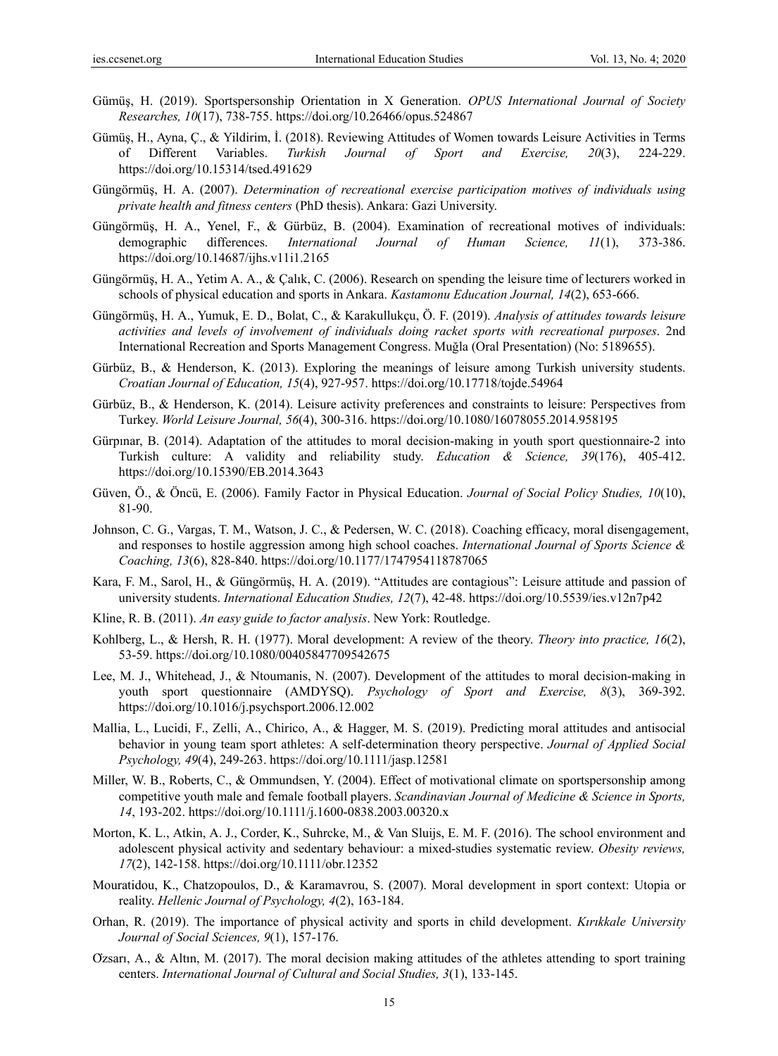Gümüş, H. (2019). Sportspersonship Orientation in X Generation. *OPUS International Journal of Society Researches, 10*(17), 738-755. https://doi.org/10.26466/opus.524867

Gümüş, H., Ayna, Ç., & Yildirim, İ. (2018). Reviewing Attitudes of Women towards Leisure Activities in Terms of Different Variables. *Turkish Journal of Sport and Exercise, 20*(3), 224-229. https://doi.org/10.15314/tsed.491629

Güngörmüş, H. A. (2007). *Determination of recreational exercise participation motives of individuals using private health and fitness centers* (PhD thesis). Ankara: Gazi University.

Güngörmüş, H. A., Yenel, F., & Gürbüz, B. (2004). Examination of recreational motives of individuals: demographic differences. *International Journal of Human Science, 11*(1), 373-386. https://doi.org/10.14687/ijhs.v11i1.2165

Güngörmüş, H. A., Yetim A. A., & Çalık, C. (2006). Research on spending the leisure time of lecturers worked in schools of physical education and sports in Ankara. *Kastamonu Education Journal, 14*(2), 653-666.

Güngörmüş, H. A., Yumuk, E. D., Bolat, C., & Karakullukçu, Ö. F. (2019). *Analysis of attitudes towards leisure activities and levels of involvement of individuals doing racket sports with recreational purposes*. 2nd International Recreation and Sports Management Congress. Muğla (Oral Presentation) (No: 5189655).

Gürbüz, B., & Henderson, K. (2013). Exploring the meanings of leisure among Turkish university students. *Croatian Journal of Education, 15*(4), 927-957. https://doi.org/10.17718/tojde.54964

Gürbüz, B., & Henderson, K. (2014). Leisure activity preferences and constraints to leisure: Perspectives from Turkey. *World Leisure Journal, 56*(4), 300-316. https://doi.org/10.1080/16078055.2014.958195

Gürpınar, B. (2014). Adaptation of the attitudes to moral decision-making in youth sport questionnaire-2 into Turkish culture: A validity and reliability study. *Education & Science, 39*(176), 405-412. https://doi.org/10.15390/EB.2014.3643

Güven, Ö., & Öncü, E. (2006). Family Factor in Physical Education. *Journal of Social Policy Studies, 10*(10), 81-90.

Johnson, C. G., Vargas, T. M., Watson, J. C., & Pedersen, W. C. (2018). Coaching efficacy, moral disengagement, and responses to hostile aggression among high school coaches. *International Journal of Sports Science & Coaching, 13*(6), 828-840. https://doi.org/10.1177/1747954118787065

Kara, F. M., Sarol, H., & Güngörmüş, H. A. (2019). "Attitudes are contagious": Leisure attitude and passion of university students. *International Education Studies, 12*(7), 42-48. https://doi.org/10.5539/ies.v12n7p42

Kline, R. B. (2011). *An easy guide to factor analysis*. New York: Routledge.

Kohlberg, L., & Hersh, R. H. (1977). Moral development: A review of the theory. *Theory into practice, 16*(2), 53-59. https://doi.org/10.1080/00405847709542675

Lee, M. J., Whitehead, J., & Ntoumanis, N. (2007). Development of the attitudes to moral decision-making in youth sport questionnaire (AMDYSQ). *Psychology of Sport and Exercise, 8*(3), 369-392. https://doi.org/10.1016/j.psychsport.2006.12.002

Mallia, L., Lucidi, F., Zelli, A., Chirico, A., & Hagger, M. S. (2019). Predicting moral attitudes and antisocial behavior in young team sport athletes: A self-determination theory perspective. *Journal of Applied Social Psychology, 49*(4), 249-263. https://doi.org/10.1111/jasp.12581

Miller, W. B., Roberts, C., & Ommundsen, Y. (2004). Effect of motivational climate on sportspersonship among competitive youth male and female football players. *Scandinavian Journal of Medicine & Science in Sports, 14*, 193-202. https://doi.org/10.1111/j.1600-0838.2003.00320.x

Morton, K. L., Atkin, A. J., Corder, K., Suhrcke, M., & Van Sluijs, E. M. F. (2016). The school environment and adolescent physical activity and sedentary behaviour: a mixed-studies systematic review. *Obesity reviews, 17*(2), 142-158. https://doi.org/10.1111/obr.12352

Mouratidou, K., Chatzopoulos, D., & Karamavrou, S. (2007). Moral development in sport context: Utopia or reality. *Hellenic Journal of Psychology, 4*(2), 163-184.

Orhan, R. (2019). The importance of physical activity and sports in child development. *Kırıkkale University Journal of Social Sciences, 9*(1), 157-176.

Özsarı, A., & Altın, M. (2017). The moral decision making attitudes of the athletes attending to sport training centers. *International Journal of Cultural and Social Studies, 3*(1), 133-145.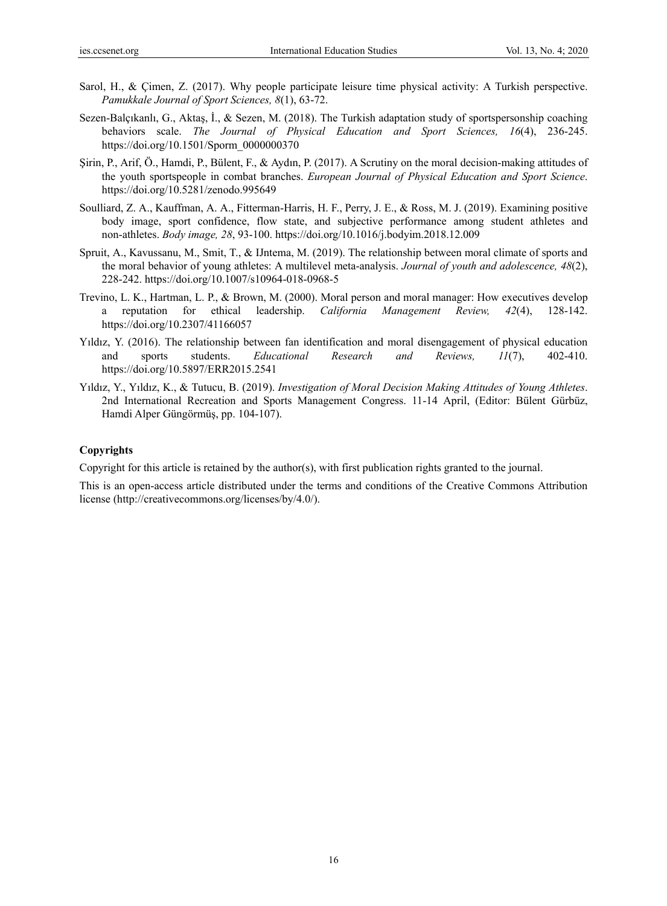Sarol, H., & Çimen, Z. (2017). Why people participate leisure time physical activity: A Turkish perspective. *Pamukkale Journal of Sport Sciences, 8*(1), 63-72.

Sezen-Balçıkanlı, G., Aktaş, İ., & Sezen, M. (2018). The Turkish adaptation study of sportspersonship coaching behaviors scale. *The Journal of Physical Education and Sport Sciences, 16*(4), 236-245. https://doi.org/10.1501/Sporm_0000000370

Şirin, P., Arif, Ö., Hamdi, P., Bülent, F., & Aydın, P. (2017). A Scrutiny on the moral decision-making attitudes of the youth sportspeople in combat branches. *European Journal of Physical Education and Sport Science*. https://doi.org/10.5281/zenodo.995649

Soulliard, Z. A., Kauffman, A. A., Fitterman-Harris, H. F., Perry, J. E., & Ross, M. J. (2019). Examining positive body image, sport confidence, flow state, and subjective performance among student athletes and non-athletes. *Body image, 28*, 93-100. https://doi.org/10.1016/j.bodyim.2018.12.009

Spruit, A., Kavussanu, M., Smit, T., & IJntema, M. (2019). The relationship between moral climate of sports and the moral behavior of young athletes: A multilevel meta-analysis. *Journal of youth and adolescence, 48*(2), 228-242. https://doi.org/10.1007/s10964-018-0968-5

Trevino, L. K., Hartman, L. P., & Brown, M. (2000). Moral person and moral manager: How executives develop a reputation for ethical leadership. *California Management Review, 42*(4), 128-142. https://doi.org/10.2307/41166057

Yıldız, Y. (2016). The relationship between fan identification and moral disengagement of physical education and sports students. *Educational Research and Reviews, 11*(7), 402-410. https://doi.org/10.5897/ERR2015.2541

Yıldız, Y., Yıldız, K., & Tutucu, B. (2019). *Investigation of Moral Decision Making Attitudes of Young Athletes*. 2nd International Recreation and Sports Management Congress. 11-14 April, (Editor: Bülent Gürbüz, Hamdi Alper Güngörmüş, pp. 104-107).

**Copyrights**

Copyright for this article is retained by the author(s), with first publication rights granted to the journal.

This is an open-access article distributed under the terms and conditions of the Creative Commons Attribution license (http://creativecommons.org/licenses/by/4.0/).